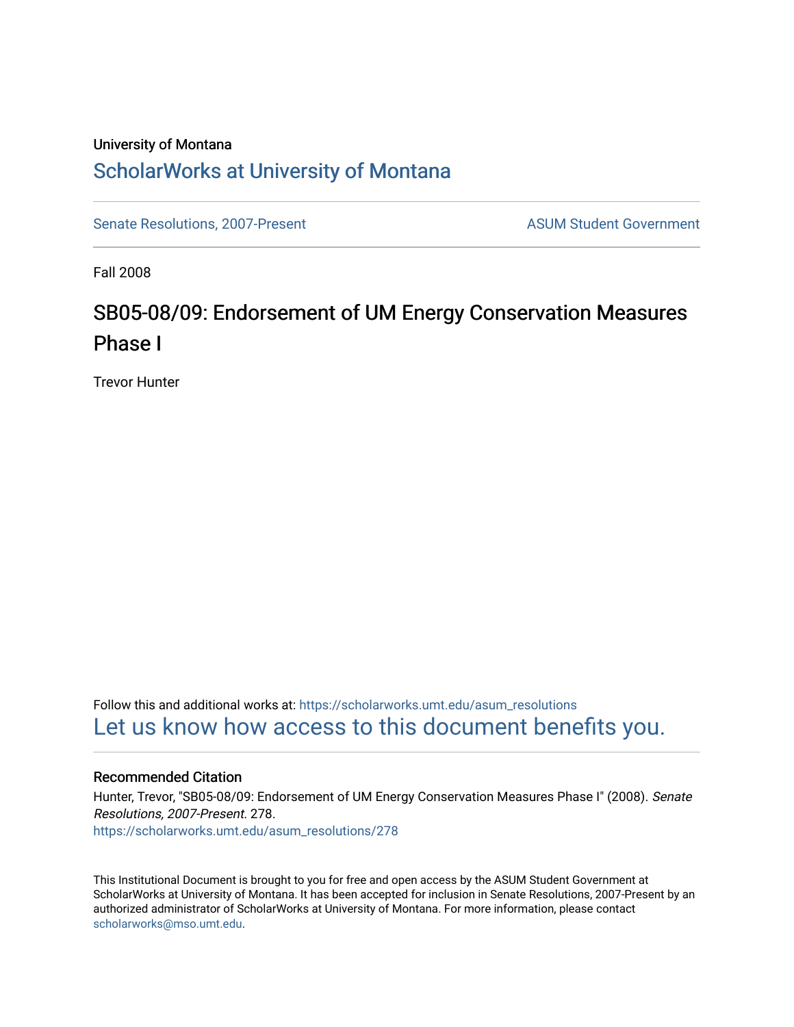University of Montana

# ScholarWorks at University of Montana

Senate Resolutions, 2007-Present

ASUM Student Government

Fall 2008

## SB05-08/09: Endorsement of UM Energy Conservation Measures Phase I

Trevor Hunter

Follow this and additional works at: https://scholarworks.umt.edu/asum_resolutions

Let us know how access to this document benefits you.

### Recommended Citation

Hunter, Trevor, "SB05-08/09: Endorsement of UM Energy Conservation Measures Phase I" (2008). *Senate Resolutions, 2007-Present*. 278.
https://scholarworks.umt.edu/asum_resolutions/278

This Institutional Document is brought to you for free and open access by the ASUM Student Government at ScholarWorks at University of Montana. It has been accepted for inclusion in Senate Resolutions, 2007-Present by an authorized administrator of ScholarWorks at University of Montana. For more information, please contact scholarworks@mso.umt.edu.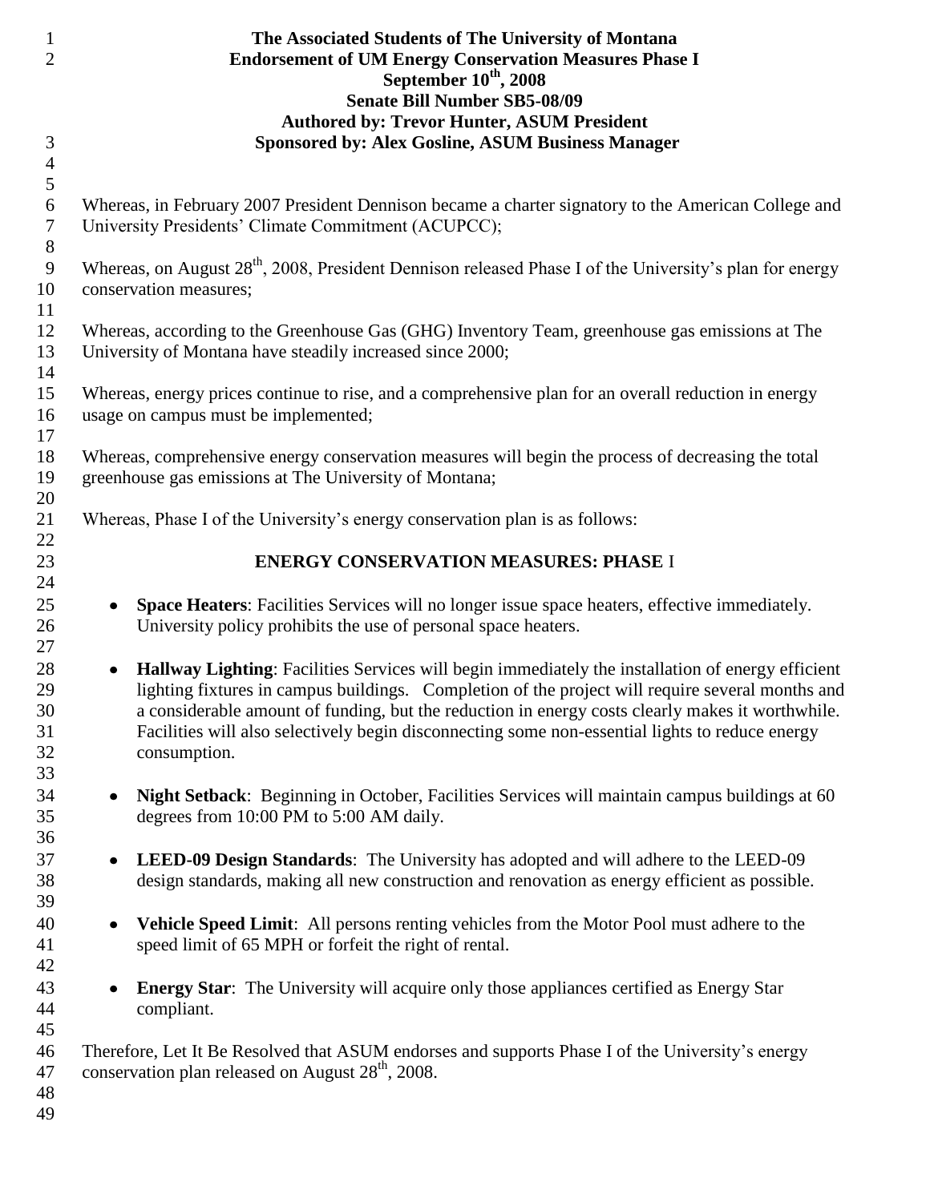**The Associated Students of The University of Montana**
**Endorsement of UM Energy Conservation Measures Phase I**
**September 10th, 2008**
**Senate Bill Number SB5-08/09**
**Authored by: Trevor Hunter, ASUM President**
**Sponsored by: Alex Gosline, ASUM Business Manager**

Whereas, in February 2007 President Dennison became a charter signatory to the American College and University Presidents' Climate Commitment (ACUPCC);

Whereas, on August 28th, 2008, President Dennison released Phase I of the University's plan for energy conservation measures;

Whereas, according to the Greenhouse Gas (GHG) Inventory Team, greenhouse gas emissions at The University of Montana have steadily increased since 2000;

Whereas, energy prices continue to rise, and a comprehensive plan for an overall reduction in energy usage on campus must be implemented;

Whereas, comprehensive energy conservation measures will begin the process of decreasing the total greenhouse gas emissions at The University of Montana;

Whereas, Phase I of the University's energy conservation plan is as follows:

## ENERGY CONSERVATION MEASURES: PHASE I

- **Space Heaters**: Facilities Services will no longer issue space heaters, effective immediately. University policy prohibits the use of personal space heaters.
- **Hallway Lighting**: Facilities Services will begin immediately the installation of energy efficient lighting fixtures in campus buildings. Completion of the project will require several months and a considerable amount of funding, but the reduction in energy costs clearly makes it worthwhile. Facilities will also selectively begin disconnecting some non-essential lights to reduce energy consumption.
- **Night Setback**: Beginning in October, Facilities Services will maintain campus buildings at 60 degrees from 10:00 PM to 5:00 AM daily.
- **LEED-09 Design Standards**: The University has adopted and will adhere to the LEED-09 design standards, making all new construction and renovation as energy efficient as possible.
- **Vehicle Speed Limit**: All persons renting vehicles from the Motor Pool must adhere to the speed limit of 65 MPH or forfeit the right of rental.
- **Energy Star**: The University will acquire only those appliances certified as Energy Star compliant.

Therefore, Let It Be Resolved that ASUM endorses and supports Phase I of the University's energy conservation plan released on August 28th, 2008.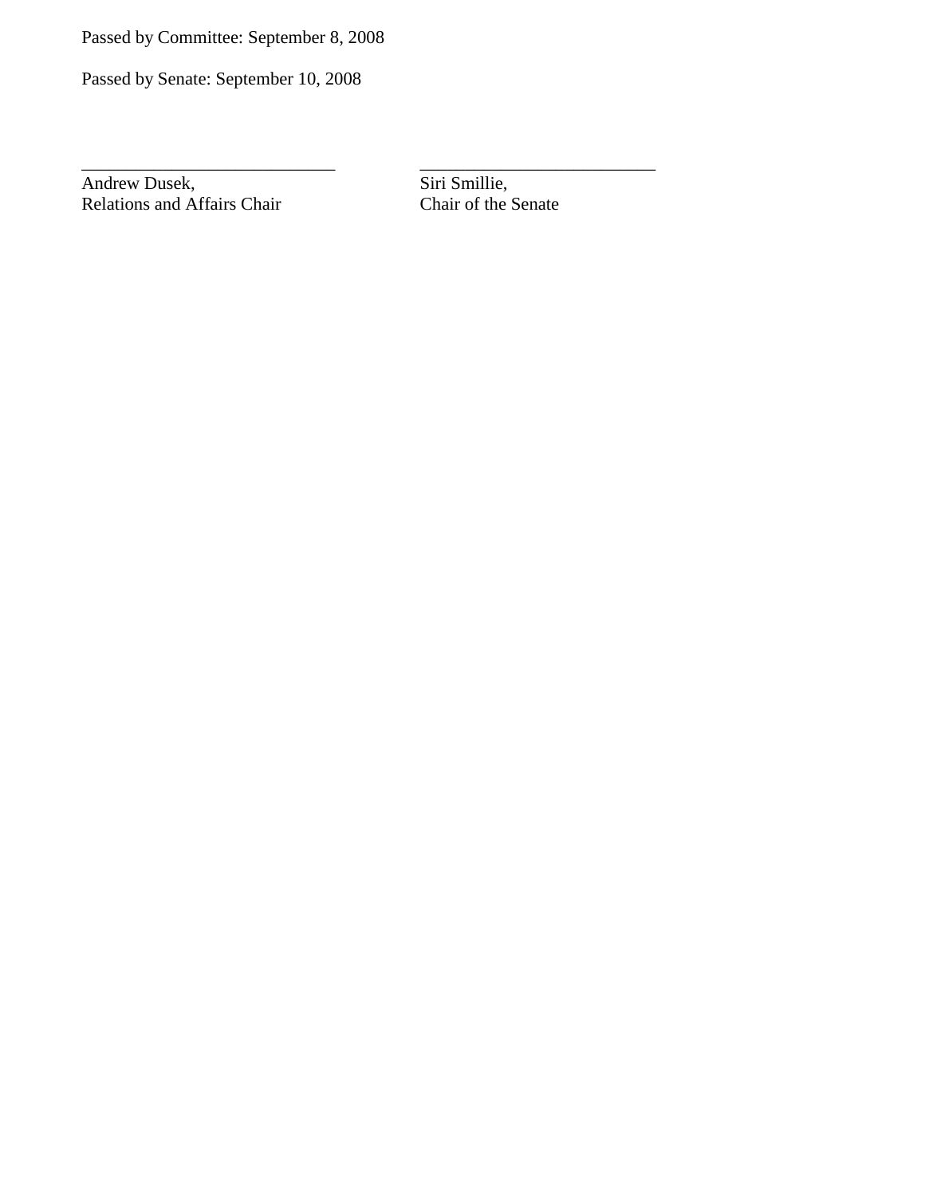Passed by Committee: September 8, 2008

Passed by Senate: September 10, 2008

| | |
|---|---|
| ____________________________ | ___________________________ |
| Andrew Dusek, | Siri Smillie, |
| Relations and Affairs Chair | Chair of the Senate |